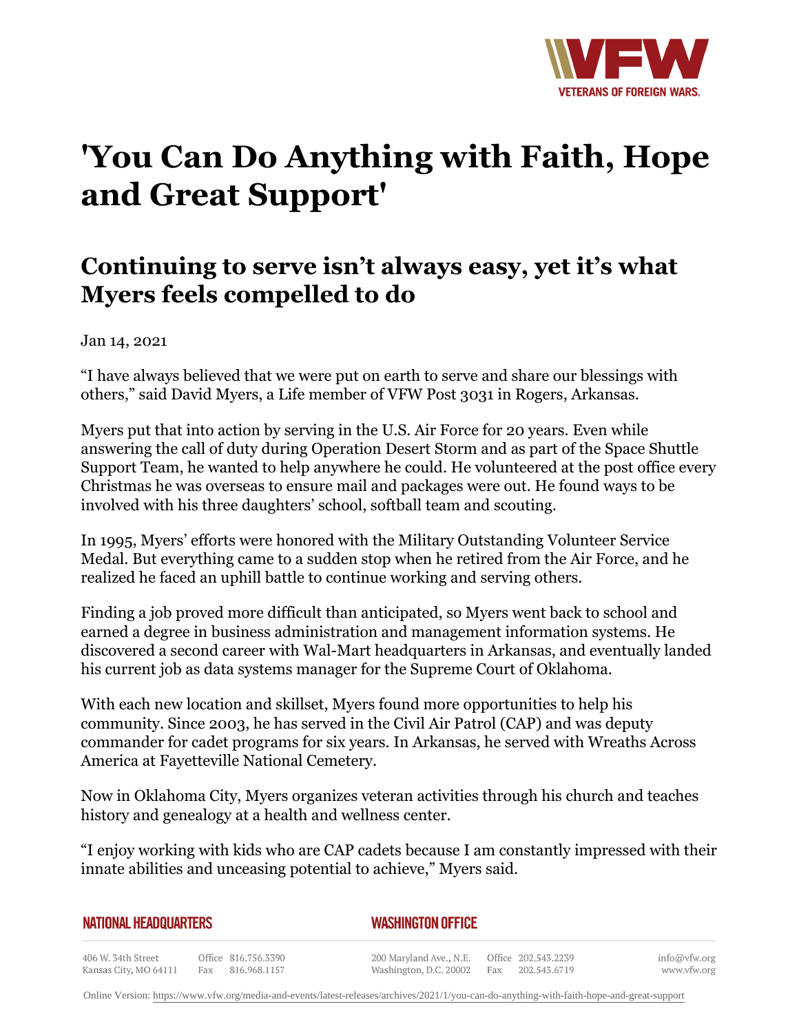# 'You Can Do Anything with Faith, Hope and Great Support'

## Continuing to serve isn't always easy, yet it's what Myers feels compelled to do

Jan 14, 2021

"I have always believed that we were put on earth to serve and share our blessings with others," said David Myers, a Life member of VFW Post 3031 in Rogers, Arkansas.

Myers put that into action by serving in the U.S. Air Force for 20 years. Even while answering the call of duty during Operation Desert Storm and as part of the Space Shuttle Support Team, he wanted to help anywhere he could. He volunteered at the post office every Christmas he was overseas to ensure mail and packages were out. He found ways to be involved with his three daughters' school, softball team and scouting.

In 1995, Myers' efforts were honored with the Military Outstanding Volunteer Service Medal. But everything came to a sudden stop when he retired from the Air Force, and he realized he faced an uphill battle to continue working and serving others.

Finding a job proved more difficult than anticipated, so Myers went back to school and earned a degree in business administration and management information systems. He discovered a second career with Wal-Mart headquarters in Arkansas, and eventually landed his current job as data systems manager for the Supreme Court of Oklahoma.

With each new location and skillset, Myers found more opportunities to help his community. Since 2003, he has served in the Civil Air Patrol (CAP) and was deputy commander for cadet programs for six years. In Arkansas, he served with Wreaths Across America at Fayetteville National Cemetery.

Now in Oklahoma City, Myers organizes veteran activities through his church and teaches history and genealogy at a health and wellness center.

"I enjoy working with kids who are CAP cadets because I am constantly impressed with their innate abilities and unceasing potential to achieve," Myers said.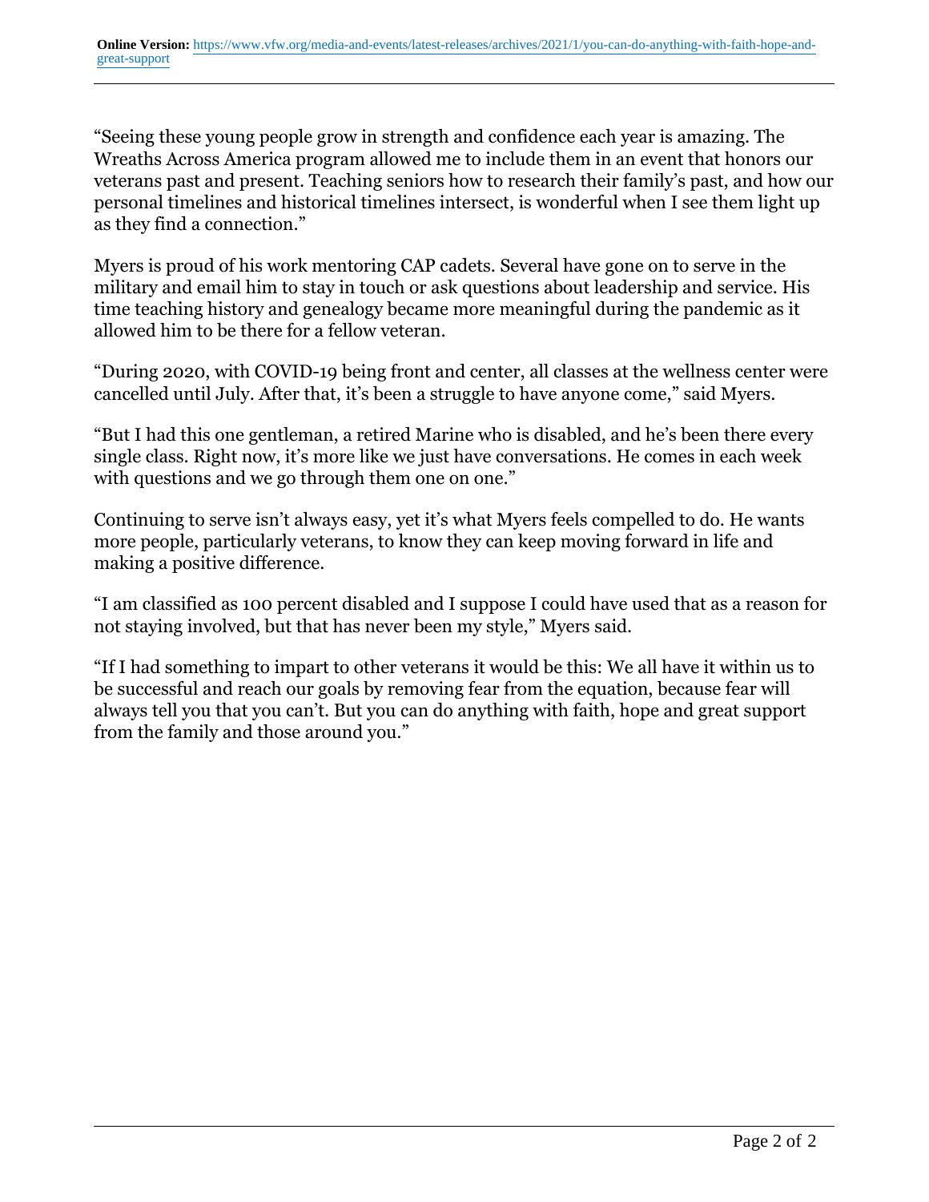“Seeing these young people grow in strength and confidence each year is amazing. The Wreaths Across America program allowed me to include them in an event that honors our veterans past and present. Teaching seniors how to research their family’s past, and how our personal timelines and historical timelines intersect, is wonderful when I see them light up as they find a connection.”

Myers is proud of his work mentoring CAP cadets. Several have gone on to serve in the military and email him to stay in touch or ask questions about leadership and service. His time teaching history and genealogy became more meaningful during the pandemic as it allowed him to be there for a fellow veteran.

“During 2020, with COVID-19 being front and center, all classes at the wellness center were cancelled until July. After that, it’s been a struggle to have anyone come,” said Myers.

“But I had this one gentleman, a retired Marine who is disabled, and he’s been there every single class. Right now, it’s more like we just have conversations. He comes in each week with questions and we go through them one on one.”

Continuing to serve isn’t always easy, yet it’s what Myers feels compelled to do. He wants more people, particularly veterans, to know they can keep moving forward in life and making a positive difference.

“I am classified as 100 percent disabled and I suppose I could have used that as a reason for not staying involved, but that has never been my style,” Myers said.

“If I had something to impart to other veterans it would be this: We all have it within us to be successful and reach our goals by removing fear from the equation, because fear will always tell you that you can’t. But you can do anything with faith, hope and great support from the family and those around you.”